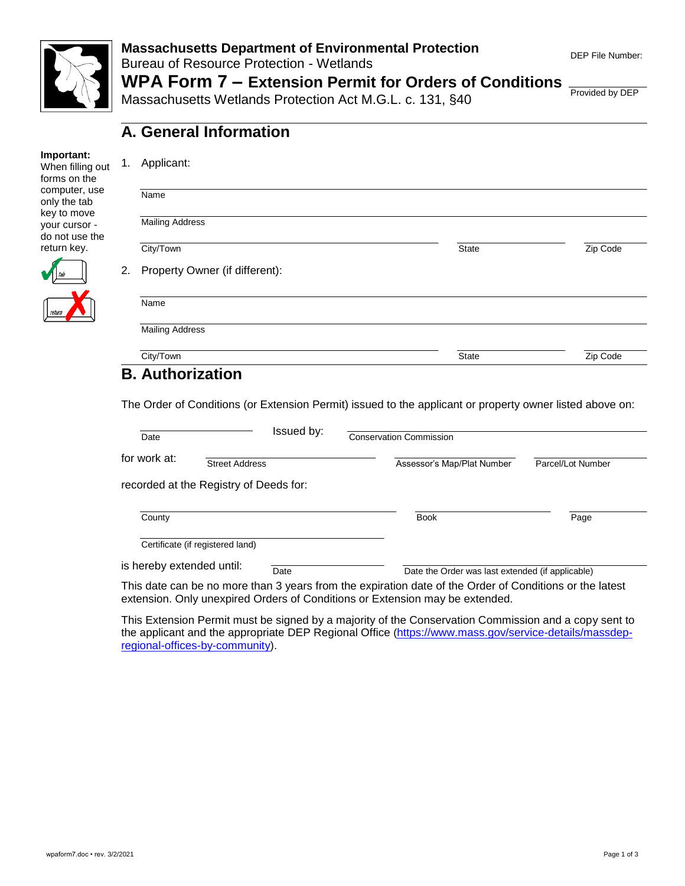**Massachusetts Department of Environmental Protection**
Bureau of Resource Protection - Wetlands

# WPA Form 7 – Extension Permit for Orders of Conditions

Massachusetts Wetlands Protection Act M.G.L. c. 131, §40

DEP File Number:

Provided by DEP

## A. General Information

**Important:** When filling out forms on the computer, use only the tab key to move your cursor - do not use the return key.

1. Applicant:

Name

Mailing Address

City/Town | State | Zip Code

2. Property Owner (if different):

Name

Mailing Address

City/Town | State | Zip Code

## B. Authorization

The Order of Conditions (or Extension Permit) issued to the applicant or property owner listed above on:

Date | Issued by: Conservation Commission

for work at: Street Address | Assessor's Map/Plat Number | Parcel/Lot Number

recorded at the Registry of Deeds for:

County | Book | Page

Certificate (if registered land)

is hereby extended until: Date | Date the Order was last extended (if applicable)

This date can be no more than 3 years from the expiration date of the Order of Conditions or the latest extension. Only unexpired Orders of Conditions or Extension may be extended.

This Extension Permit must be signed by a majority of the Conservation Commission and a copy sent to the applicant and the appropriate DEP Regional Office (https://www.mass.gov/service-details/massdep-regional-offices-by-community).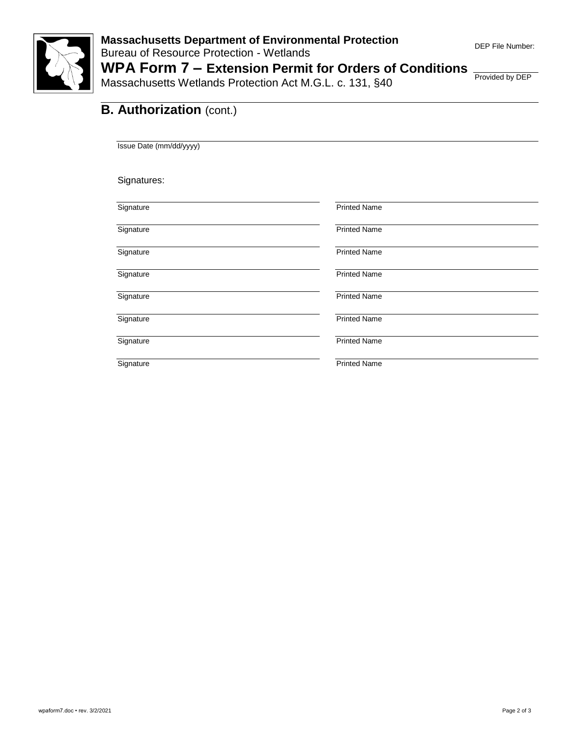**Massachusetts Department of Environmental Protection**
Bureau of Resource Protection - Wetlands

**WPA Form 7 – Extension Permit for Orders of Conditions**
Massachusetts Wetlands Protection Act M.G.L. c. 131, §40

DEP File Number:

______________
Provided by DEP

## B. Authorization (cont.)

______________________________
Issue Date (mm/dd/yyyy)

Signatures:

| Signature | Printed Name |
| --- | --- |
| | |
| | |
| | |
| | |
| | |
| | |
| | |
| | |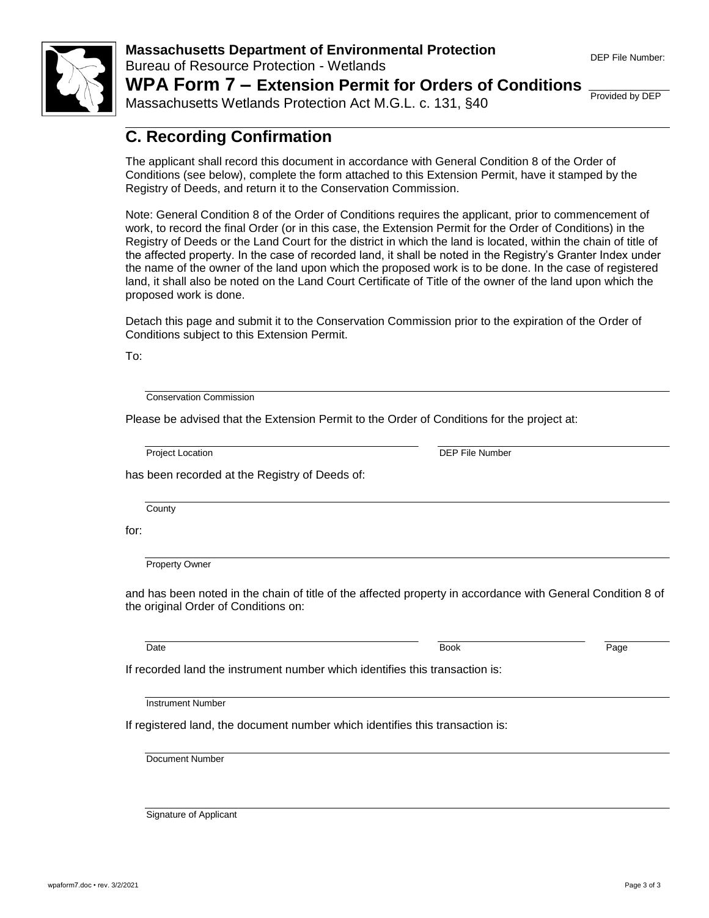**Massachusetts Department of Environmental Protection**
Bureau of Resource Protection - Wetlands
**WPA Form 7 – Extension Permit for Orders of Conditions**
Massachusetts Wetlands Protection Act M.G.L. c. 131, §40

DEP File Number:

Provided by DEP

## C. Recording Confirmation

The applicant shall record this document in accordance with General Condition 8 of the Order of Conditions (see below), complete the form attached to this Extension Permit, have it stamped by the Registry of Deeds, and return it to the Conservation Commission.

Note: General Condition 8 of the Order of Conditions requires the applicant, prior to commencement of work, to record the final Order (or in this case, the Extension Permit for the Order of Conditions) in the Registry of Deeds or the Land Court for the district in which the land is located, within the chain of title of the affected property. In the case of recorded land, it shall be noted in the Registry's Granter Index under the name of the owner of the land upon which the proposed work is to be done. In the case of registered land, it shall also be noted on the Land Court Certificate of Title of the owner of the land upon which the proposed work is done.

Detach this page and submit it to the Conservation Commission prior to the expiration of the Order of Conditions subject to this Extension Permit.

To:

Conservation Commission

Please be advised that the Extension Permit to the Order of Conditions for the project at:

Project Location

DEP File Number

has been recorded at the Registry of Deeds of:

County

for:

Property Owner

and has been noted in the chain of title of the affected property in accordance with General Condition 8 of the original Order of Conditions on:

Date

Book

Page

If recorded land the instrument number which identifies this transaction is:

Instrument Number

If registered land, the document number which identifies this transaction is:

Document Number

Signature of Applicant